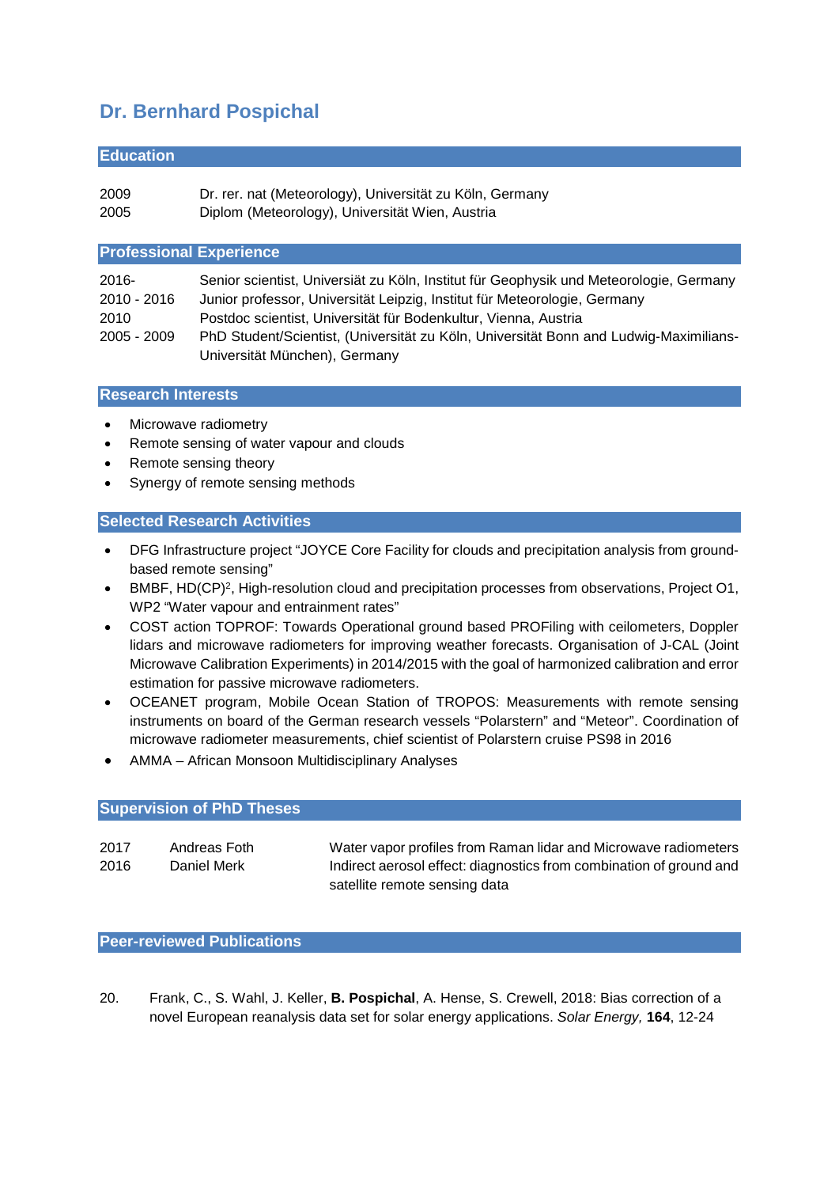# Dr. Bernhard Pospichal

## Education

| | |
|---|---|
| 2009 | Dr. rer. nat (Meteorology), Universität zu Köln, Germany |
| 2005 | Diplom (Meteorology), Universität Wien, Austria |

## Professional Experience

| | |
|---|---|
| 2016- | Senior scientist, Universiät zu Köln, Institut für Geophysik und Meteorologie, Germany |
| 2010 - 2016 | Junior professor, Universität Leipzig, Institut für Meteorologie, Germany |
| 2010 | Postdoc scientist, Universität für Bodenkultur, Vienna, Austria |
| 2005 - 2009 | PhD Student/Scientist, (Universität zu Köln, Universität Bonn and Ludwig-Maximilians-Universität München), Germany |

## Research Interests

- Microwave radiometry
- Remote sensing of water vapour and clouds
- Remote sensing theory
- Synergy of remote sensing methods

## Selected Research Activities

- DFG Infrastructure project "JOYCE Core Facility for clouds and precipitation analysis from ground-based remote sensing"
- BMBF, HD(CP)², High-resolution cloud and precipitation processes from observations, Project O1, WP2 "Water vapour and entrainment rates"
- COST action TOPROF: Towards Operational ground based PROFiling with ceilometers, Doppler lidars and microwave radiometers for improving weather forecasts. Organisation of J-CAL (Joint Microwave Calibration Experiments) in 2014/2015 with the goal of harmonized calibration and error estimation for passive microwave radiometers.
- OCEANET program, Mobile Ocean Station of TROPOS: Measurements with remote sensing instruments on board of the German research vessels "Polarstern" and "Meteor". Coordination of microwave radiometer measurements, chief scientist of Polarstern cruise PS98 in 2016
- AMMA – African Monsoon Multidisciplinary Analyses

## Supervision of PhD Theses

| | | |
|---|---|---|
| 2017 | Andreas Foth | Water vapor profiles from Raman lidar and Microwave radiometers |
| 2016 | Daniel Merk | Indirect aerosol effect: diagnostics from combination of ground and satellite remote sensing data |

## Peer-reviewed Publications

20. Frank, C., S. Wahl, J. Keller, **B. Pospichal**, A. Hense, S. Crewell, 2018: Bias correction of a novel European reanalysis data set for solar energy applications. *Solar Energy,* **164**, 12-24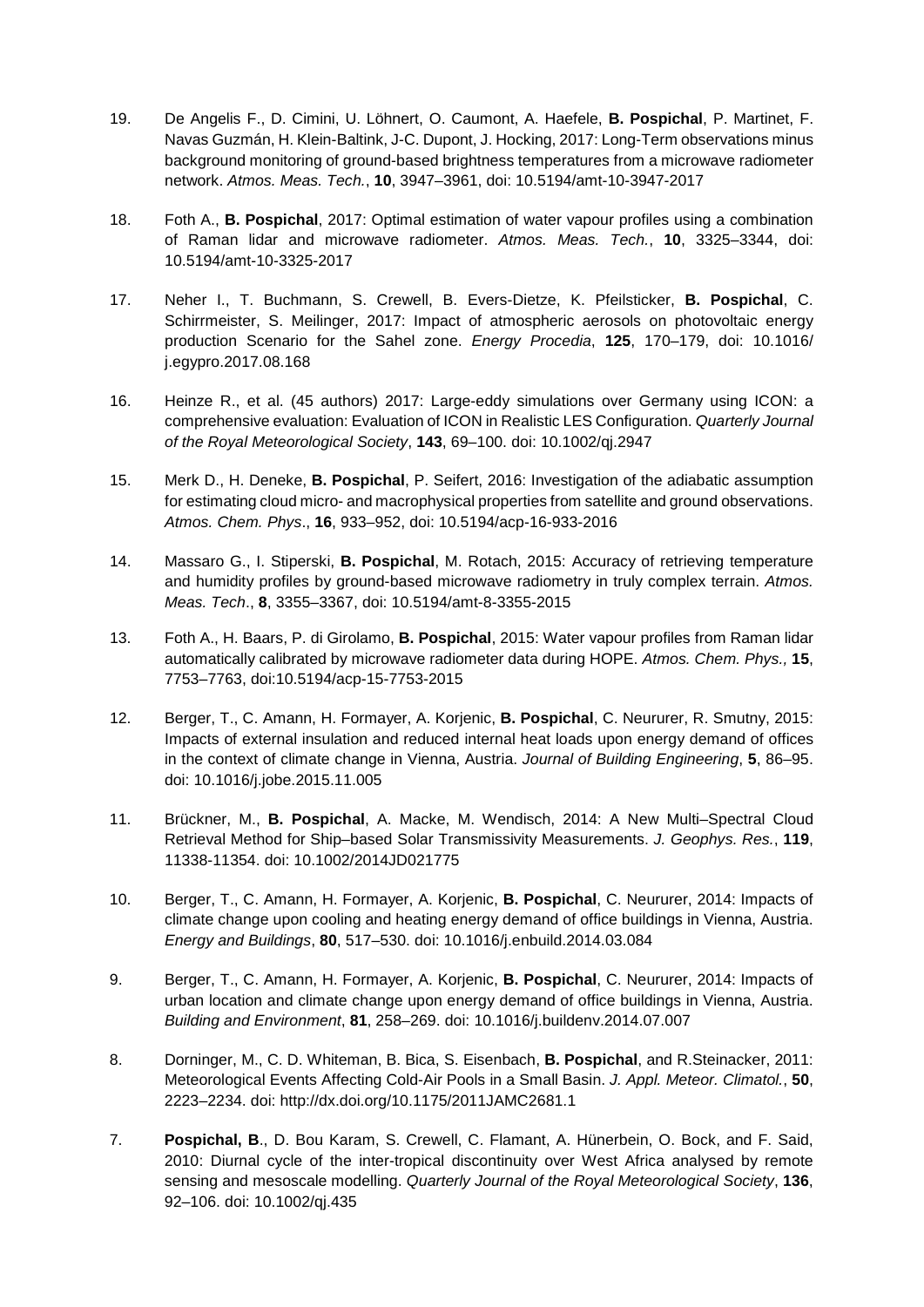19. De Angelis F., D. Cimini, U. Löhnert, O. Caumont, A. Haefele, **B. Pospichal**, P. Martinet, F. Navas Guzmán, H. Klein-Baltink, J-C. Dupont, J. Hocking, 2017: Long-Term observations minus background monitoring of ground-based brightness temperatures from a microwave radiometer network. *Atmos. Meas. Tech.*, **10**, 3947–3961, doi: 10.5194/amt-10-3947-2017

18. Foth A., **B. Pospichal**, 2017: Optimal estimation of water vapour profiles using a combination of Raman lidar and microwave radiometer. *Atmos. Meas. Tech.*, **10**, 3325–3344, doi: 10.5194/amt-10-3325-2017

17. Neher I., T. Buchmann, S. Crewell, B. Evers-Dietze, K. Pfeilsticker, **B. Pospichal**, C. Schirrmeister, S. Meilinger, 2017: Impact of atmospheric aerosols on photovoltaic energy production Scenario for the Sahel zone. *Energy Procedia*, **125**, 170–179, doi: 10.1016/ j.egypro.2017.08.168

16. Heinze R., et al. (45 authors) 2017: Large-eddy simulations over Germany using ICON: a comprehensive evaluation: Evaluation of ICON in Realistic LES Configuration. *Quarterly Journal of the Royal Meteorological Society*, **143**, 69–100. doi: 10.1002/qj.2947

15. Merk D., H. Deneke, **B. Pospichal**, P. Seifert, 2016: Investigation of the adiabatic assumption for estimating cloud micro- and macrophysical properties from satellite and ground observations. *Atmos. Chem. Phys*., **16**, 933–952, doi: 10.5194/acp-16-933-2016

14. Massaro G., I. Stiperski, **B. Pospichal**, M. Rotach, 2015: Accuracy of retrieving temperature and humidity profiles by ground-based microwave radiometry in truly complex terrain. *Atmos. Meas. Tech*., **8**, 3355–3367, doi: 10.5194/amt-8-3355-2015

13. Foth A., H. Baars, P. di Girolamo, **B. Pospichal**, 2015: Water vapour profiles from Raman lidar automatically calibrated by microwave radiometer data during HOPE. *Atmos. Chem. Phys.,* **15**, 7753–7763, doi:10.5194/acp-15-7753-2015

12. Berger, T., C. Amann, H. Formayer, A. Korjenic, **B. Pospichal**, C. Neururer, R. Smutny, 2015: Impacts of external insulation and reduced internal heat loads upon energy demand of offices in the context of climate change in Vienna, Austria. *Journal of Building Engineering*, **5**, 86–95. doi: 10.1016/j.jobe.2015.11.005

11. Brückner, M., **B. Pospichal**, A. Macke, M. Wendisch, 2014: A New Multi–Spectral Cloud Retrieval Method for Ship–based Solar Transmissivity Measurements. *J. Geophys. Res.*, **119**, 11338-11354. doi: 10.1002/2014JD021775

10. Berger, T., C. Amann, H. Formayer, A. Korjenic, **B. Pospichal**, C. Neururer, 2014: Impacts of climate change upon cooling and heating energy demand of office buildings in Vienna, Austria. *Energy and Buildings*, **80**, 517–530. doi: 10.1016/j.enbuild.2014.03.084

9. Berger, T., C. Amann, H. Formayer, A. Korjenic, **B. Pospichal**, C. Neururer, 2014: Impacts of urban location and climate change upon energy demand of office buildings in Vienna, Austria. *Building and Environment*, **81**, 258–269. doi: 10.1016/j.buildenv.2014.07.007

8. Dorninger, M., C. D. Whiteman, B. Bica, S. Eisenbach, **B. Pospichal**, and R.Steinacker, 2011: Meteorological Events Affecting Cold-Air Pools in a Small Basin. *J. Appl. Meteor. Climatol.*, **50**, 2223–2234. doi: http://dx.doi.org/10.1175/2011JAMC2681.1

7. **Pospichal, B**., D. Bou Karam, S. Crewell, C. Flamant, A. Hünerbein, O. Bock, and F. Said, 2010: Diurnal cycle of the inter-tropical discontinuity over West Africa analysed by remote sensing and mesoscale modelling. *Quarterly Journal of the Royal Meteorological Society*, **136**, 92–106. doi: 10.1002/qj.435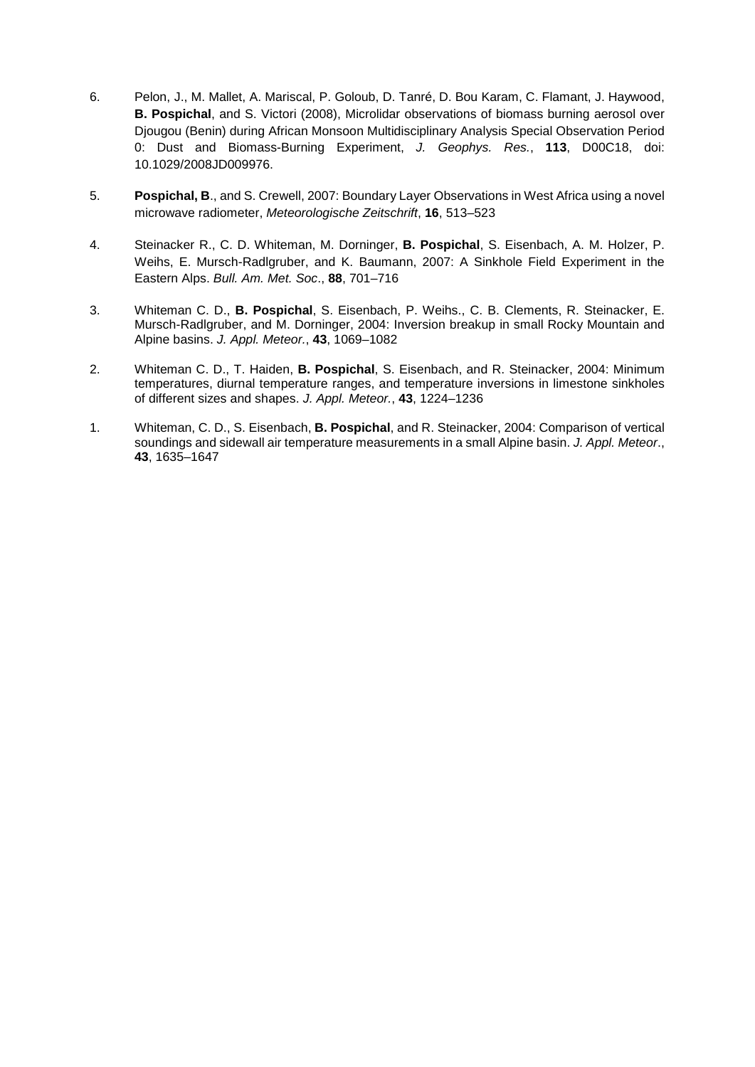6. Pelon, J., M. Mallet, A. Mariscal, P. Goloub, D. Tanré, D. Bou Karam, C. Flamant, J. Haywood, **B. Pospichal**, and S. Victori (2008), Microlidar observations of biomass burning aerosol over Djougou (Benin) during African Monsoon Multidisciplinary Analysis Special Observation Period 0: Dust and Biomass-Burning Experiment, *J. Geophys. Res.*, **113**, D00C18, doi: 10.1029/2008JD009976.

5. **Pospichal, B**., and S. Crewell, 2007: Boundary Layer Observations in West Africa using a novel microwave radiometer, *Meteorologische Zeitschrift*, **16**, 513–523

4. Steinacker R., C. D. Whiteman, M. Dorninger, **B. Pospichal**, S. Eisenbach, A. M. Holzer, P. Weihs, E. Mursch-Radlgruber, and K. Baumann, 2007: A Sinkhole Field Experiment in the Eastern Alps. *Bull. Am. Met. Soc*., **88**, 701–716

3. Whiteman C. D., **B. Pospichal**, S. Eisenbach, P. Weihs., C. B. Clements, R. Steinacker, E. Mursch-Radlgruber, and M. Dorninger, 2004: Inversion breakup in small Rocky Mountain and Alpine basins. *J. Appl. Meteor.*, **43**, 1069–1082

2. Whiteman C. D., T. Haiden, **B. Pospichal**, S. Eisenbach, and R. Steinacker, 2004: Minimum temperatures, diurnal temperature ranges, and temperature inversions in limestone sinkholes of different sizes and shapes. *J. Appl. Meteor.*, **43**, 1224–1236

1. Whiteman, C. D., S. Eisenbach, **B. Pospichal**, and R. Steinacker, 2004: Comparison of vertical soundings and sidewall air temperature measurements in a small Alpine basin. *J. Appl. Meteor*., **43**, 1635–1647